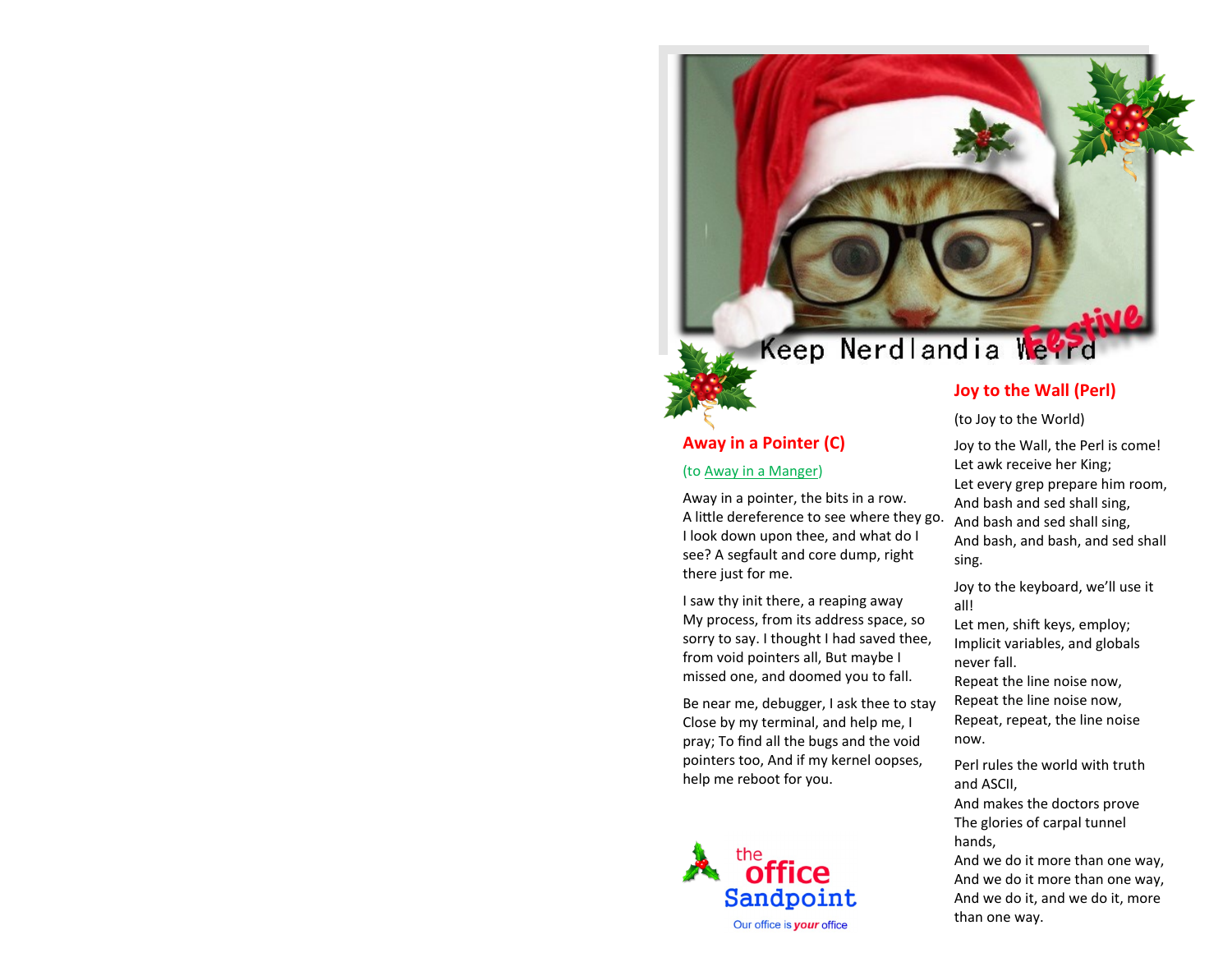Keep Nerdlandia Weird Festive

## Away in a Pointer (C)

(to [Away in a Manger])

Away in a pointer, the bits in a row.
A little dereference to see where they go.
I look down upon thee, and what do I see? A segfault and core dump, right there just for me.

I saw thy init there, a reaping away
My process, from its address space, so sorry to say. I thought I had saved thee, from void pointers all, But maybe I missed one, and doomed you to fall.

Be near me, debugger, I ask thee to stay
Close by my terminal, and help me, I pray; To find all the bugs and the void pointers too, And if my kernel oopses, help me reboot for you.

the office Sandpoint
Our office is *your* office

## Joy to the Wall (Perl)

(to Joy to the World)

Joy to the Wall, the Perl is come!
Let awk receive her King;
Let every grep prepare him room,
And bash and sed shall sing,
And bash and sed shall sing,
And bash, and bash, and sed shall sing.

Joy to the keyboard, we'll use it all!
Let men, shift keys, employ;
Implicit variables, and globals never fall.
Repeat the line noise now,
Repeat the line noise now,
Repeat, repeat, the line noise now.

Perl rules the world with truth and ASCII,
And makes the doctors prove
The glories of carpal tunnel hands,
And we do it more than one way,
And we do it more than one way,
And we do it, and we do it, more than one way.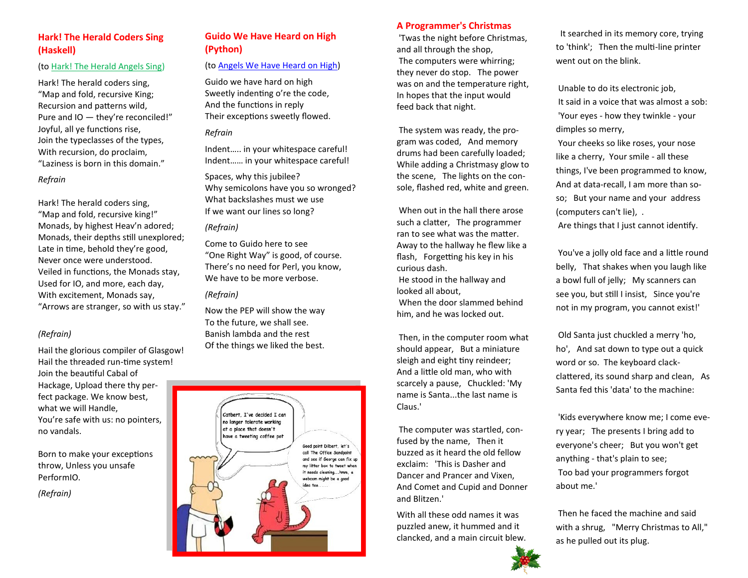## Hark! The Herald Coders Sing (Haskell)

(to Hark! The Herald Angels Sing)

Hark! The herald coders sing,
“Map and fold, recursive King;
Recursion and patterns wild,
Pure and IO — they’re reconciled!”
Joyful, all ye functions rise,
Join the typeclasses of the types,
With recursion, do proclaim,
“Laziness is born in this domain.”

*Refrain*

Hark! The herald coders sing,
“Map and fold, recursive king!”
Monads, by highest Heav’n adored;
Monads, their depths still unexplored;
Late in time, behold they’re good,
Never once were understood.
Veiled in functions, the Monads stay,
Used for IO, and more, each day,
With excitement, Monads say,
“Arrows are stranger, so with us stay.”

*(Refrain)*

Hail the glorious compiler of Glasgow!
Hail the threaded run-time system!
Join the beautiful Cabal of
Hackage, Upload there thy perfect package. We know best, what we will Handle,
You’re safe with us: no pointers, no vandals.

Born to make your exceptions throw, Unless you unsafe PerformIO.

*(Refrain)*

## Guido We Have Heard on High (Python)

(to Angels We Have Heard on High)

Guido we have hard on high
Sweetly indenting o’re the code,
And the functions in reply
Their exceptions sweetly flowed.

*Refrain*

Indent….. in your whitespace careful!
Indent…… in your whitespace careful!

Spaces, why this jubilee?
Why semicolons have you so wronged?
What backslashes must we use
If we want our lines so long?

*(Refrain)*

Come to Guido here to see
“One Right Way” is good, of course.
There’s no need for Perl, you know,
We have to be more verbose.

*(Refrain)*

Now the PEP will show the way
To the future, we shall see.
Banish lambda and the rest
Of the things we liked the best.

## A Programmer's Christmas

'Twas the night before Christmas, and all through the shop,
The computers were whirring; they never do stop. The power was on and the temperature right,
In hopes that the input would feed back that night.

The system was ready, the program was coded, And memory drums had been carefully loaded;
While adding a Christmasy glow to the scene, The lights on the console, flashed red, white and green.

When out in the hall there arose such a clatter, The programmer ran to see what was the matter.
Away to the hallway he flew like a flash, Forgetting his key in his curious dash.
He stood in the hallway and looked all about,
When the door slammed behind him, and he was locked out.

Then, in the computer room what should appear, But a miniature sleigh and eight tiny reindeer;
And a little old man, who with scarcely a pause, Chuckled: 'My name is Santa...the last name is Claus.'

The computer was startled, confused by the name, Then it buzzed as it heard the old fellow exclaim: 'This is Dasher and Dancer and Prancer and Vixen,
And Comet and Cupid and Donner and Blitzen.'

With all these odd names it was puzzled anew, it hummed and it clancked, and a main circuit blew.

It searched in its memory core, trying to 'think'; Then the multi-line printer went out on the blink.

Unable to do its electronic job,
It said in a voice that was almost a sob:
'Your eyes - how they twinkle - your dimples so merry,
Your cheeks so like roses, your nose like a cherry, Your smile - all these things, I've been programmed to know,
And at data-recall, I am more than so-so; But your name and your address (computers can't lie), .
Are things that I just cannot identify.

You've a jolly old face and a little round belly, That shakes when you laugh like a bowl full of jelly; My scanners can see you, but still I insist, Since you're not in my program, you cannot exist!'

Old Santa just chuckled a merry 'ho, ho', And sat down to type out a quick word or so. The keyboard clack-clattered, its sound sharp and clean, As Santa fed this 'data' to the machine:

'Kids everywhere know me; I come every year; The presents I bring add to everyone's cheer; But you won't get anything - that's plain to see;
Too bad your programmers forgot about me.'

Then he faced the machine and said with a shrug, "Merry Christmas to All," as he pulled out its plug.